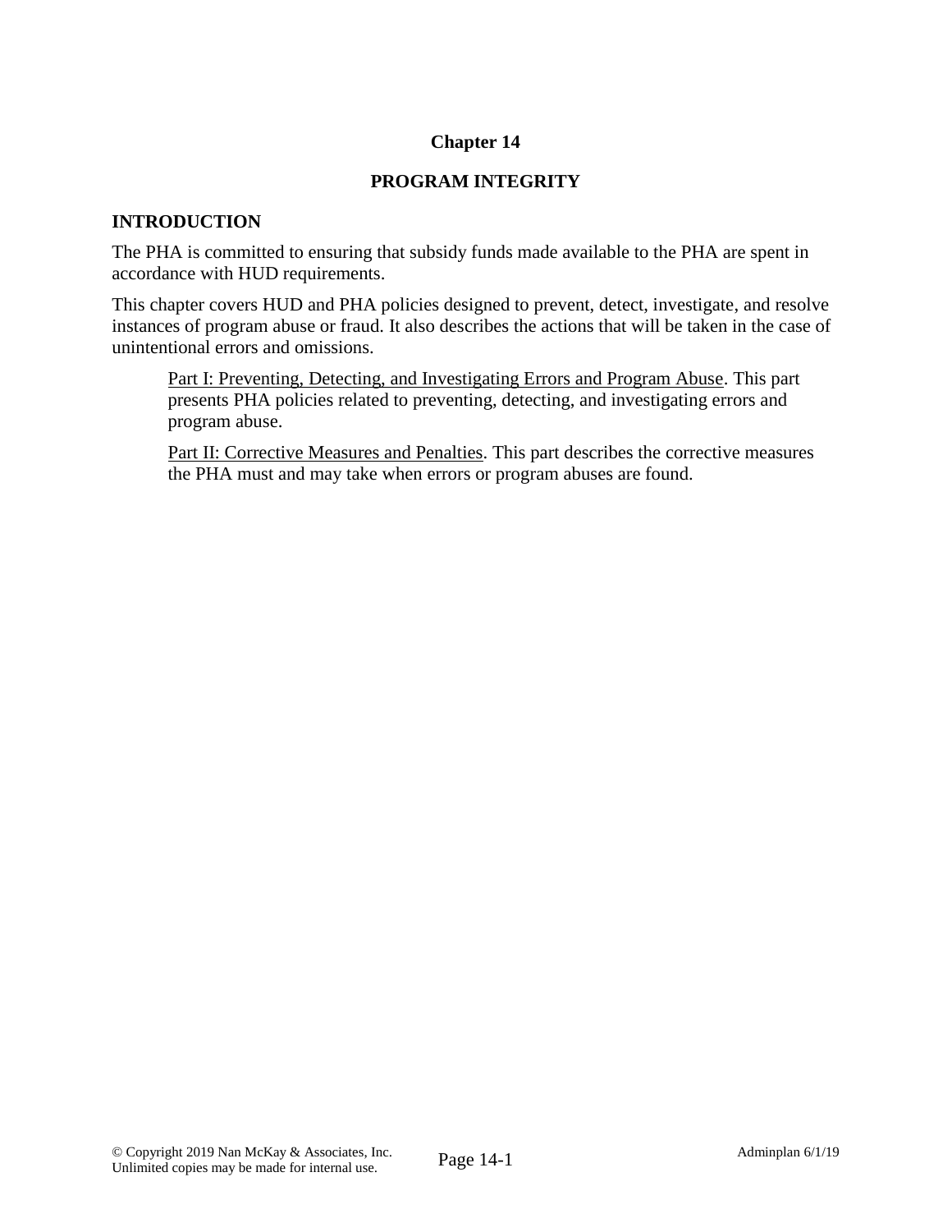# Chapter 14

## PROGRAM INTEGRITY

### INTRODUCTION

The PHA is committed to ensuring that subsidy funds made available to the PHA are spent in accordance with HUD requirements.

This chapter covers HUD and PHA policies designed to prevent, detect, investigate, and resolve instances of program abuse or fraud. It also describes the actions that will be taken in the case of unintentional errors and omissions.

> Part I: Preventing, Detecting, and Investigating Errors and Program Abuse. This part presents PHA policies related to preventing, detecting, and investigating errors and program abuse.
>
> Part II: Corrective Measures and Penalties. This part describes the corrective measures the PHA must and may take when errors or program abuses are found.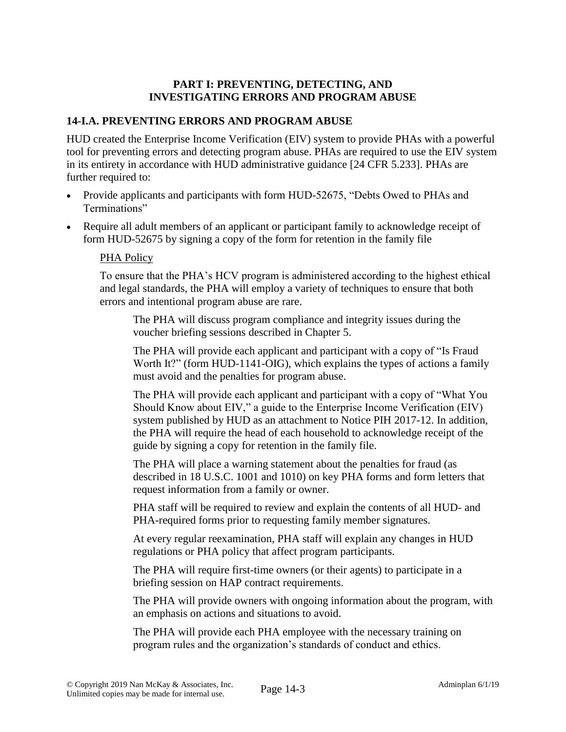## PART I: PREVENTING, DETECTING, AND INVESTIGATING ERRORS AND PROGRAM ABUSE

### 14-I.A. PREVENTING ERRORS AND PROGRAM ABUSE

HUD created the Enterprise Income Verification (EIV) system to provide PHAs with a powerful tool for preventing errors and detecting program abuse. PHAs are required to use the EIV system in its entirety in accordance with HUD administrative guidance [24 CFR 5.233]. PHAs are further required to:

- Provide applicants and participants with form HUD-52675, "Debts Owed to PHAs and Terminations"
- Require all adult members of an applicant or participant family to acknowledge receipt of form HUD-52675 by signing a copy of the form for retention in the family file

PHA Policy

To ensure that the PHA's HCV program is administered according to the highest ethical and legal standards, the PHA will employ a variety of techniques to ensure that both errors and intentional program abuse are rare.

The PHA will discuss program compliance and integrity issues during the voucher briefing sessions described in Chapter 5.

The PHA will provide each applicant and participant with a copy of "Is Fraud Worth It?" (form HUD-1141-OIG), which explains the types of actions a family must avoid and the penalties for program abuse.

The PHA will provide each applicant and participant with a copy of "What You Should Know about EIV," a guide to the Enterprise Income Verification (EIV) system published by HUD as an attachment to Notice PIH 2017-12. In addition, the PHA will require the head of each household to acknowledge receipt of the guide by signing a copy for retention in the family file.

The PHA will place a warning statement about the penalties for fraud (as described in 18 U.S.C. 1001 and 1010) on key PHA forms and form letters that request information from a family or owner.

PHA staff will be required to review and explain the contents of all HUD- and PHA-required forms prior to requesting family member signatures.

At every regular reexamination, PHA staff will explain any changes in HUD regulations or PHA policy that affect program participants.

The PHA will require first-time owners (or their agents) to participate in a briefing session on HAP contract requirements.

The PHA will provide owners with ongoing information about the program, with an emphasis on actions and situations to avoid.

The PHA will provide each PHA employee with the necessary training on program rules and the organization's standards of conduct and ethics.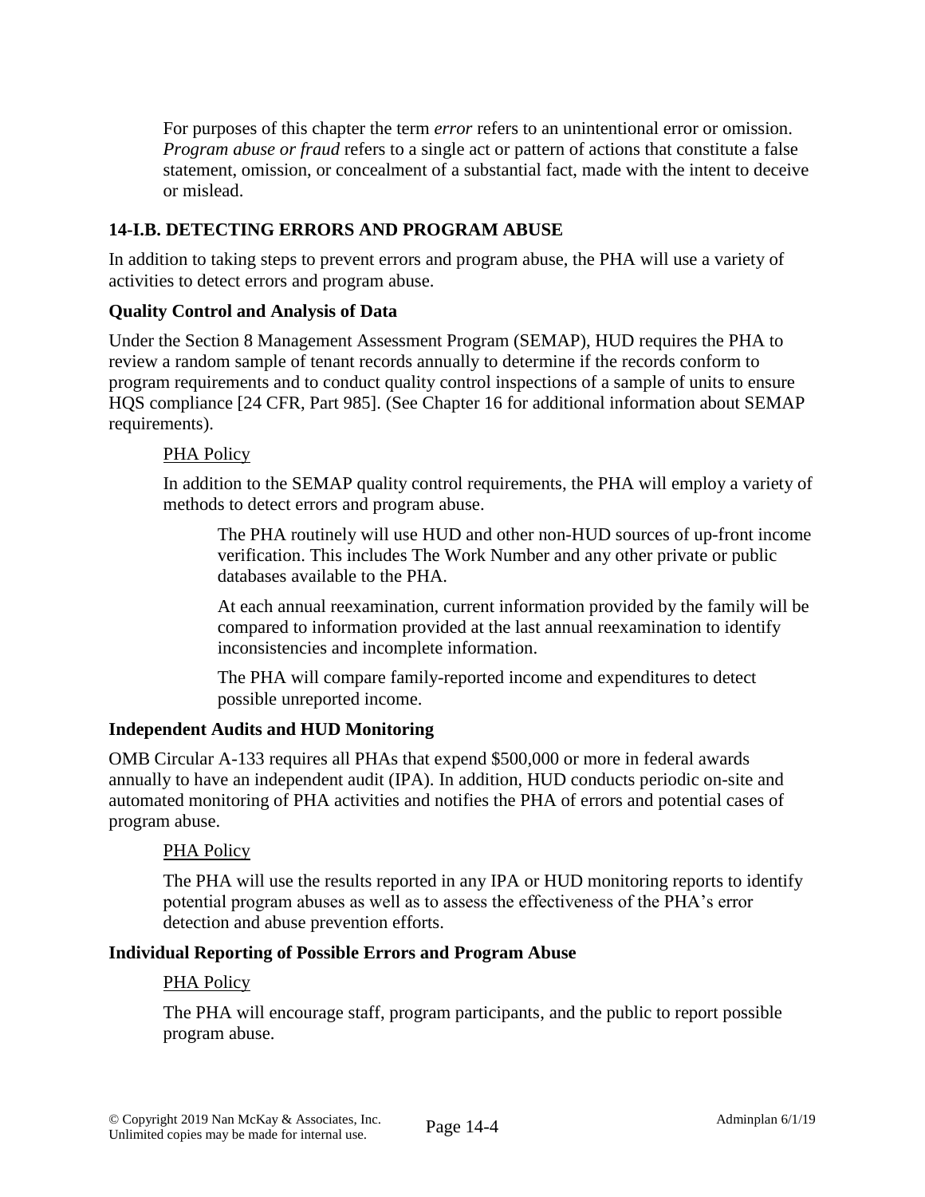For purposes of this chapter the term *error* refers to an unintentional error or omission. *Program abuse or fraud* refers to a single act or pattern of actions that constitute a false statement, omission, or concealment of a substantial fact, made with the intent to deceive or mislead.

### 14-I.B. DETECTING ERRORS AND PROGRAM ABUSE

In addition to taking steps to prevent errors and program abuse, the PHA will use a variety of activities to detect errors and program abuse.

#### Quality Control and Analysis of Data

Under the Section 8 Management Assessment Program (SEMAP), HUD requires the PHA to review a random sample of tenant records annually to determine if the records conform to program requirements and to conduct quality control inspections of a sample of units to ensure HQS compliance [24 CFR, Part 985]. (See Chapter 16 for additional information about SEMAP requirements).

<u>PHA Policy</u>

In addition to the SEMAP quality control requirements, the PHA will employ a variety of methods to detect errors and program abuse.

The PHA routinely will use HUD and other non-HUD sources of up-front income verification. This includes The Work Number and any other private or public databases available to the PHA.

At each annual reexamination, current information provided by the family will be compared to information provided at the last annual reexamination to identify inconsistencies and incomplete information.

The PHA will compare family-reported income and expenditures to detect possible unreported income.

#### Independent Audits and HUD Monitoring

OMB Circular A-133 requires all PHAs that expend $500,000 or more in federal awards annually to have an independent audit (IPA). In addition, HUD conducts periodic on-site and automated monitoring of PHA activities and notifies the PHA of errors and potential cases of program abuse.

<u>PHA Policy</u>

The PHA will use the results reported in any IPA or HUD monitoring reports to identify potential program abuses as well as to assess the effectiveness of the PHA's error detection and abuse prevention efforts.

#### Individual Reporting of Possible Errors and Program Abuse

<u>PHA Policy</u>

The PHA will encourage staff, program participants, and the public to report possible program abuse.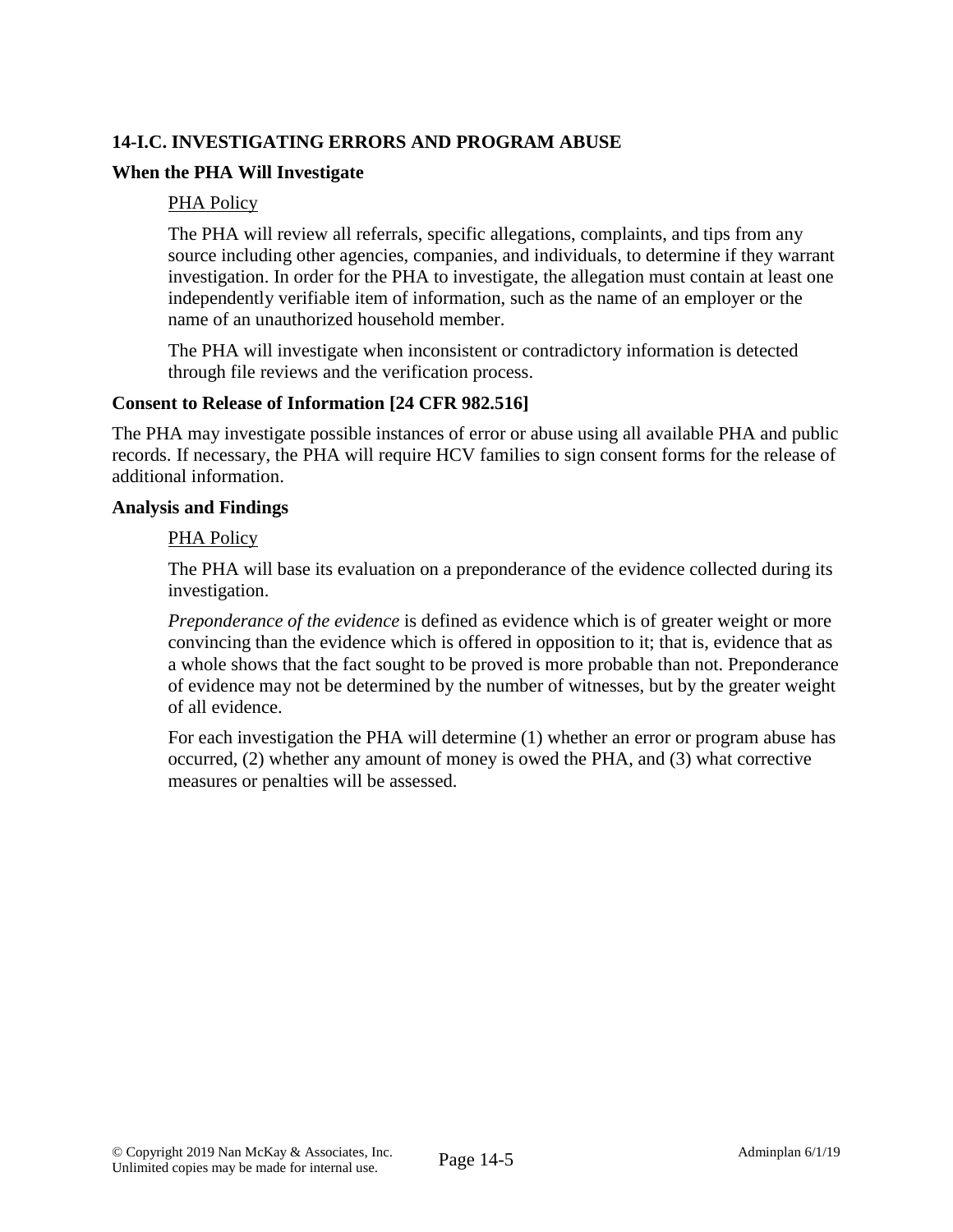## 14-I.C. INVESTIGATING ERRORS AND PROGRAM ABUSE

### When the PHA Will Investigate

PHA Policy

The PHA will review all referrals, specific allegations, complaints, and tips from any source including other agencies, companies, and individuals, to determine if they warrant investigation. In order for the PHA to investigate, the allegation must contain at least one independently verifiable item of information, such as the name of an employer or the name of an unauthorized household member.

The PHA will investigate when inconsistent or contradictory information is detected through file reviews and the verification process.

### Consent to Release of Information [24 CFR 982.516]

The PHA may investigate possible instances of error or abuse using all available PHA and public records. If necessary, the PHA will require HCV families to sign consent forms for the release of additional information.

### Analysis and Findings

PHA Policy

The PHA will base its evaluation on a preponderance of the evidence collected during its investigation.

*Preponderance of the evidence* is defined as evidence which is of greater weight or more convincing than the evidence which is offered in opposition to it; that is, evidence that as a whole shows that the fact sought to be proved is more probable than not. Preponderance of evidence may not be determined by the number of witnesses, but by the greater weight of all evidence.

For each investigation the PHA will determine (1) whether an error or program abuse has occurred, (2) whether any amount of money is owed the PHA, and (3) what corrective measures or penalties will be assessed.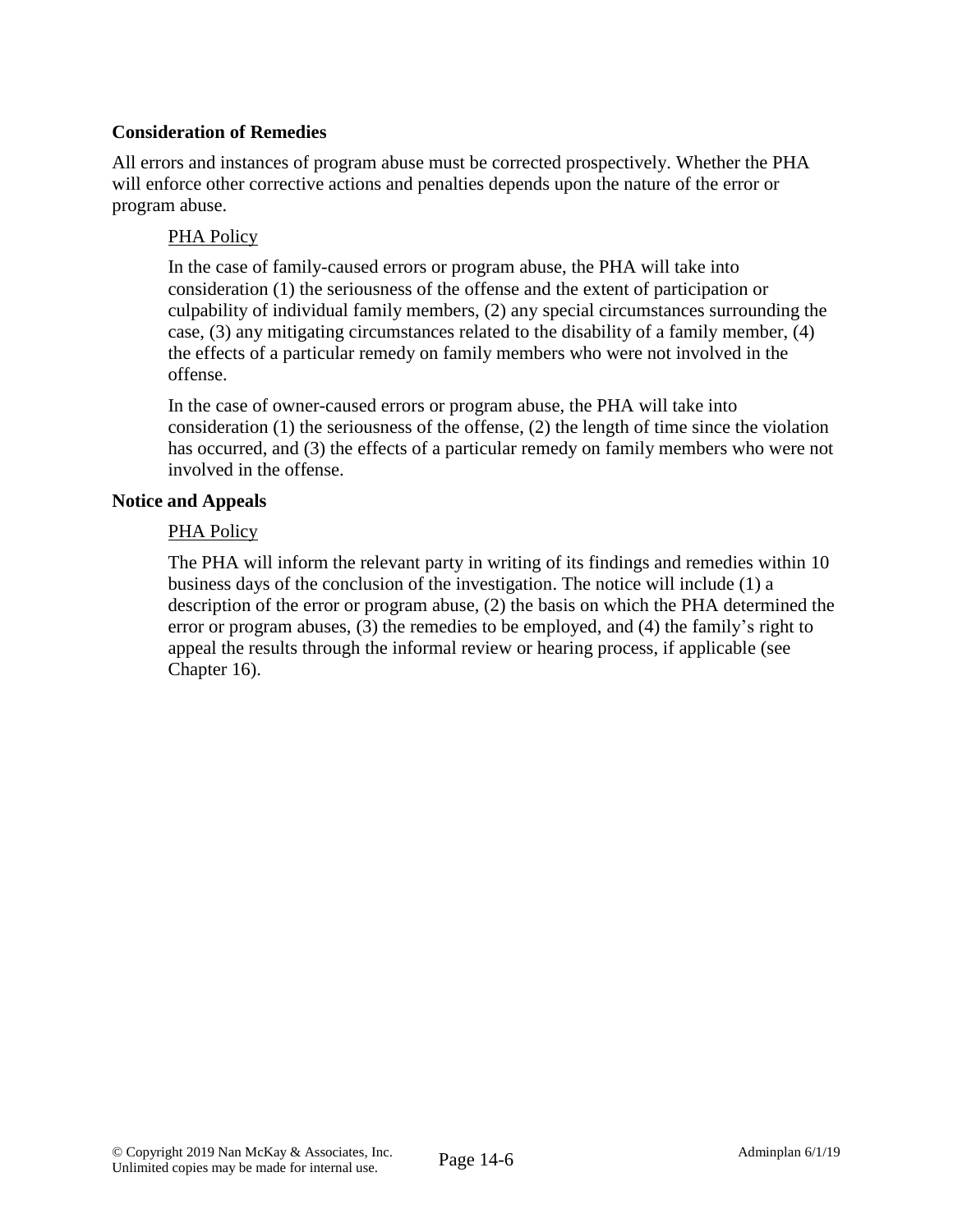**Consideration of Remedies**

All errors and instances of program abuse must be corrected prospectively. Whether the PHA will enforce other corrective actions and penalties depends upon the nature of the error or program abuse.

PHA Policy

In the case of family-caused errors or program abuse, the PHA will take into consideration (1) the seriousness of the offense and the extent of participation or culpability of individual family members, (2) any special circumstances surrounding the case, (3) any mitigating circumstances related to the disability of a family member, (4) the effects of a particular remedy on family members who were not involved in the offense.

In the case of owner-caused errors or program abuse, the PHA will take into consideration (1) the seriousness of the offense, (2) the length of time since the violation has occurred, and (3) the effects of a particular remedy on family members who were not involved in the offense.

**Notice and Appeals**

PHA Policy

The PHA will inform the relevant party in writing of its findings and remedies within 10 business days of the conclusion of the investigation. The notice will include (1) a description of the error or program abuse, (2) the basis on which the PHA determined the error or program abuses, (3) the remedies to be employed, and (4) the family's right to appeal the results through the informal review or hearing process, if applicable (see Chapter 16).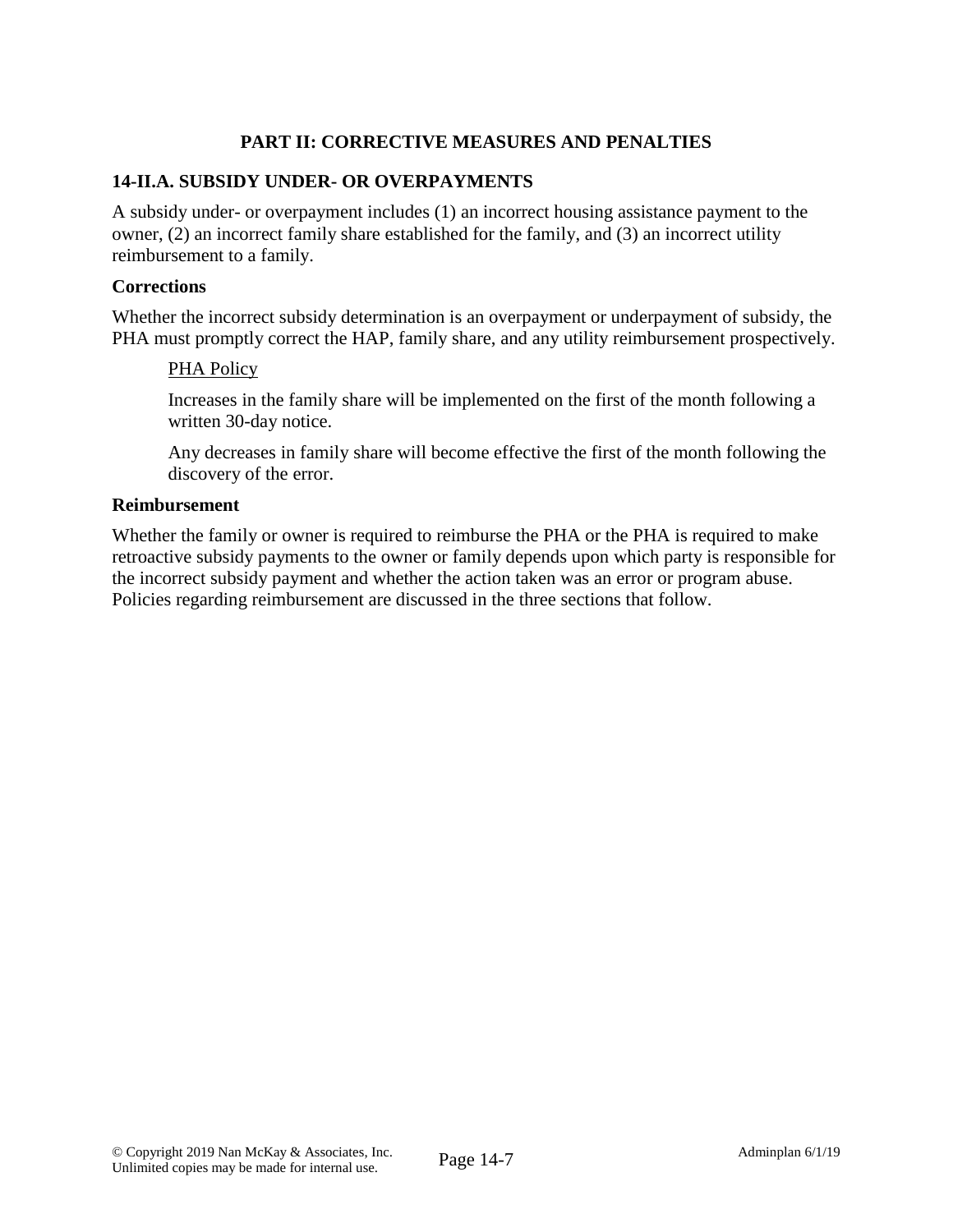## PART II: CORRECTIVE MEASURES AND PENALTIES

### 14-II.A. SUBSIDY UNDER- OR OVERPAYMENTS

A subsidy under- or overpayment includes (1) an incorrect housing assistance payment to the owner, (2) an incorrect family share established for the family, and (3) an incorrect utility reimbursement to a family.

**Corrections**

Whether the incorrect subsidy determination is an overpayment or underpayment of subsidy, the PHA must promptly correct the HAP, family share, and any utility reimbursement prospectively.

> PHA Policy
>
> Increases in the family share will be implemented on the first of the month following a written 30-day notice.
>
> Any decreases in family share will become effective the first of the month following the discovery of the error.

**Reimbursement**

Whether the family or owner is required to reimburse the PHA or the PHA is required to make retroactive subsidy payments to the owner or family depends upon which party is responsible for the incorrect subsidy payment and whether the action taken was an error or program abuse. Policies regarding reimbursement are discussed in the three sections that follow.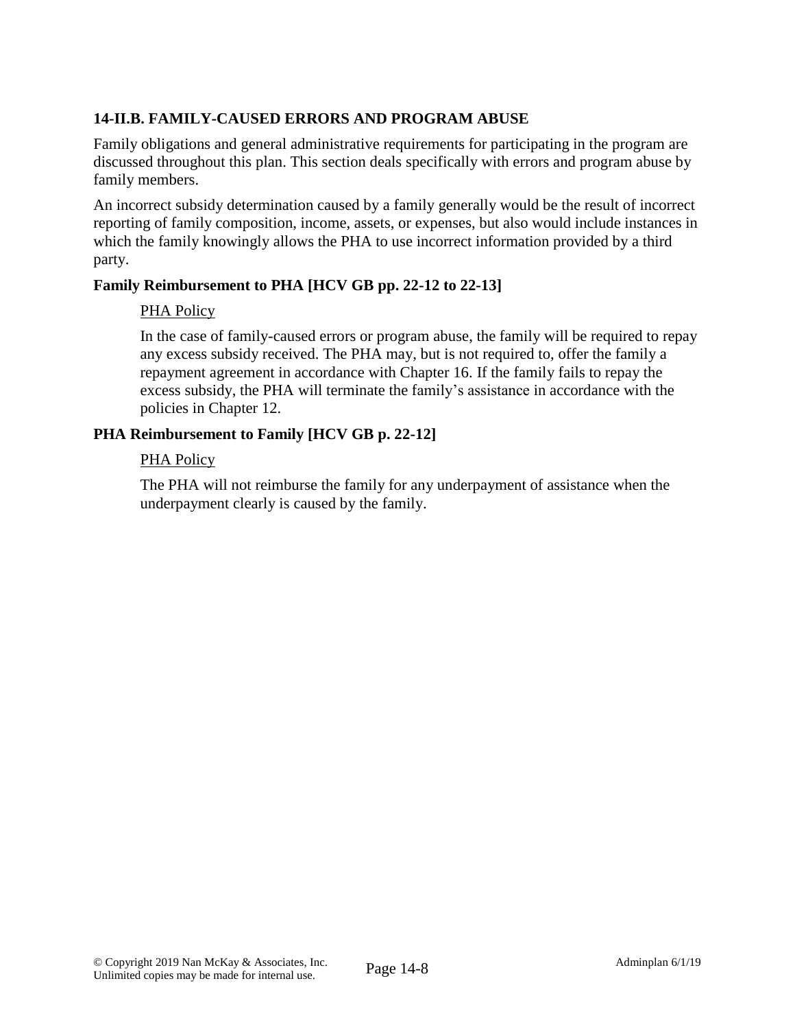### 14-II.B. FAMILY-CAUSED ERRORS AND PROGRAM ABUSE

Family obligations and general administrative requirements for participating in the program are discussed throughout this plan. This section deals specifically with errors and program abuse by family members.

An incorrect subsidy determination caused by a family generally would be the result of incorrect reporting of family composition, income, assets, or expenses, but also would include instances in which the family knowingly allows the PHA to use incorrect information provided by a third party.

#### Family Reimbursement to PHA [HCV GB pp. 22-12 to 22-13]

<u>PHA Policy</u>

In the case of family-caused errors or program abuse, the family will be required to repay any excess subsidy received. The PHA may, but is not required to, offer the family a repayment agreement in accordance with Chapter 16. If the family fails to repay the excess subsidy, the PHA will terminate the family's assistance in accordance with the policies in Chapter 12.

#### PHA Reimbursement to Family [HCV GB p. 22-12]

<u>PHA Policy</u>

The PHA will not reimburse the family for any underpayment of assistance when the underpayment clearly is caused by the family.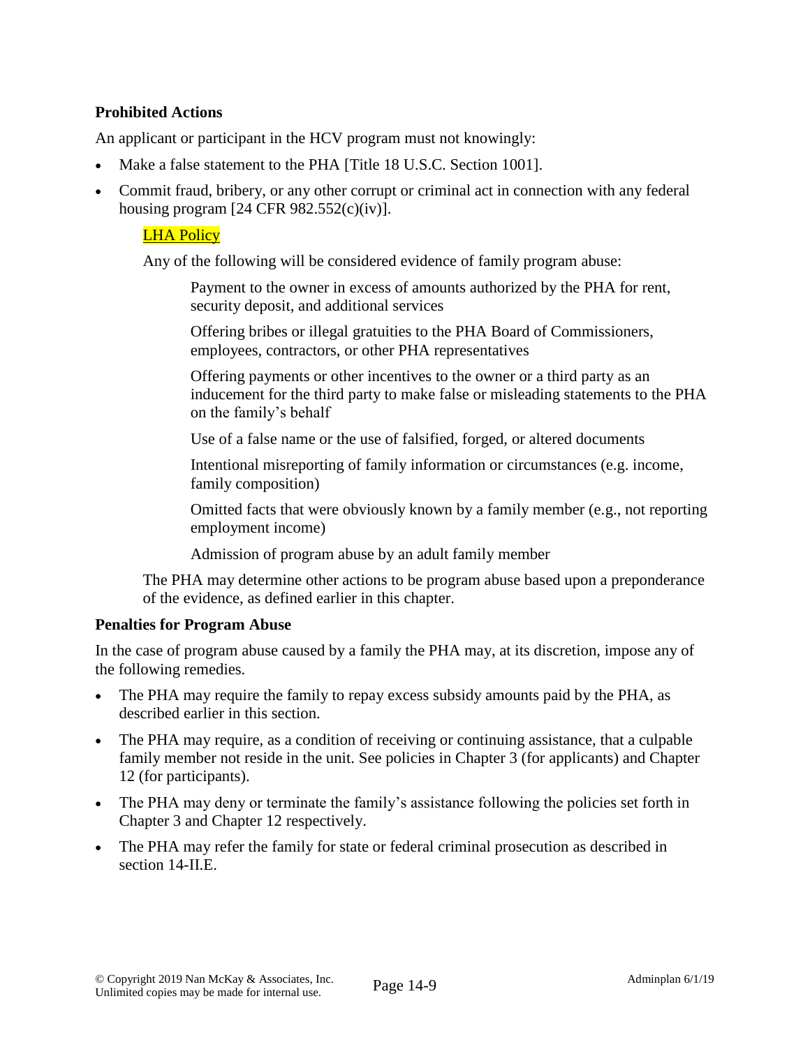**Prohibited Actions**

An applicant or participant in the HCV program must not knowingly:

- Make a false statement to the PHA [Title 18 U.S.C. Section 1001].
- Commit fraud, bribery, or any other corrupt or criminal act in connection with any federal housing program [24 CFR 982.552(c)(iv)].

LHA Policy

Any of the following will be considered evidence of family program abuse:

Payment to the owner in excess of amounts authorized by the PHA for rent, security deposit, and additional services

Offering bribes or illegal gratuities to the PHA Board of Commissioners, employees, contractors, or other PHA representatives

Offering payments or other incentives to the owner or a third party as an inducement for the third party to make false or misleading statements to the PHA on the family's behalf

Use of a false name or the use of falsified, forged, or altered documents

Intentional misreporting of family information or circumstances (e.g. income, family composition)

Omitted facts that were obviously known by a family member (e.g., not reporting employment income)

Admission of program abuse by an adult family member

The PHA may determine other actions to be program abuse based upon a preponderance of the evidence, as defined earlier in this chapter.

**Penalties for Program Abuse**

In the case of program abuse caused by a family the PHA may, at its discretion, impose any of the following remedies.

- The PHA may require the family to repay excess subsidy amounts paid by the PHA, as described earlier in this section.
- The PHA may require, as a condition of receiving or continuing assistance, that a culpable family member not reside in the unit. See policies in Chapter 3 (for applicants) and Chapter 12 (for participants).
- The PHA may deny or terminate the family's assistance following the policies set forth in Chapter 3 and Chapter 12 respectively.
- The PHA may refer the family for state or federal criminal prosecution as described in section 14-II.E.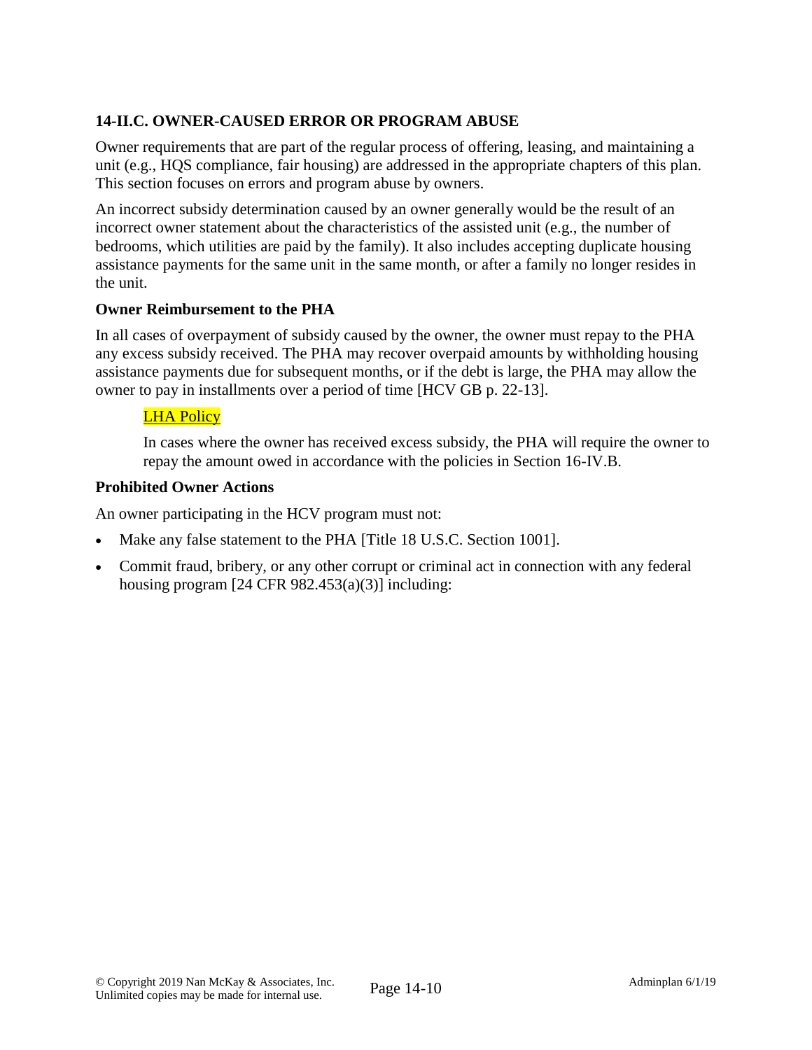## 14-II.C. OWNER-CAUSED ERROR OR PROGRAM ABUSE

Owner requirements that are part of the regular process of offering, leasing, and maintaining a unit (e.g., HQS compliance, fair housing) are addressed in the appropriate chapters of this plan. This section focuses on errors and program abuse by owners.

An incorrect subsidy determination caused by an owner generally would be the result of an incorrect owner statement about the characteristics of the assisted unit (e.g., the number of bedrooms, which utilities are paid by the family). It also includes accepting duplicate housing assistance payments for the same unit in the same month, or after a family no longer resides in the unit.

### Owner Reimbursement to the PHA

In all cases of overpayment of subsidy caused by the owner, the owner must repay to the PHA any excess subsidy received. The PHA may recover overpaid amounts by withholding housing assistance payments due for subsequent months, or if the debt is large, the PHA may allow the owner to pay in installments over a period of time [HCV GB p. 22-13].

> LHA Policy
>
> In cases where the owner has received excess subsidy, the PHA will require the owner to repay the amount owed in accordance with the policies in Section 16-IV.B.

### Prohibited Owner Actions

An owner participating in the HCV program must not:

- Make any false statement to the PHA [Title 18 U.S.C. Section 1001].
- Commit fraud, bribery, or any other corrupt or criminal act in connection with any federal housing program [24 CFR 982.453(a)(3)] including: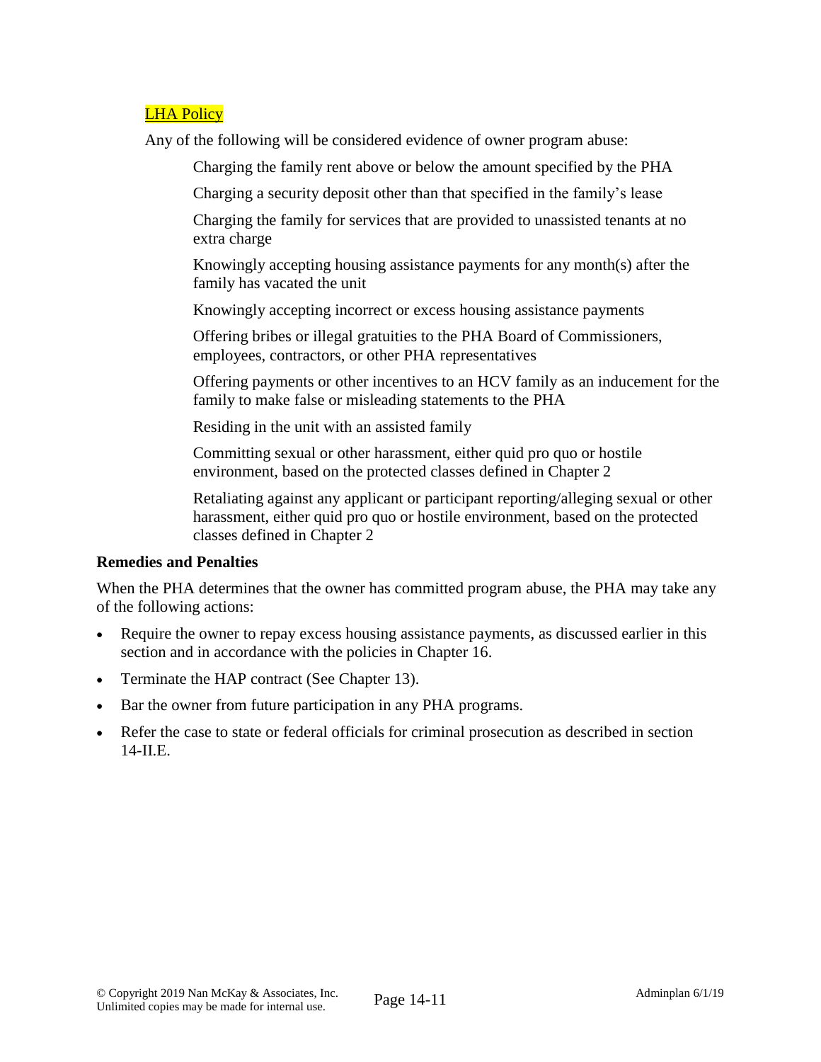LHA Policy

Any of the following will be considered evidence of owner program abuse:

- Charging the family rent above or below the amount specified by the PHA
- Charging a security deposit other than that specified in the family's lease
- Charging the family for services that are provided to unassisted tenants at no extra charge
- Knowingly accepting housing assistance payments for any month(s) after the family has vacated the unit
- Knowingly accepting incorrect or excess housing assistance payments
- Offering bribes or illegal gratuities to the PHA Board of Commissioners, employees, contractors, or other PHA representatives
- Offering payments or other incentives to an HCV family as an inducement for the family to make false or misleading statements to the PHA
- Residing in the unit with an assisted family
- Committing sexual or other harassment, either quid pro quo or hostile environment, based on the protected classes defined in Chapter 2
- Retaliating against any applicant or participant reporting/alleging sexual or other harassment, either quid pro quo or hostile environment, based on the protected classes defined in Chapter 2

**Remedies and Penalties**

When the PHA determines that the owner has committed program abuse, the PHA may take any of the following actions:

- Require the owner to repay excess housing assistance payments, as discussed earlier in this section and in accordance with the policies in Chapter 16.
- Terminate the HAP contract (See Chapter 13).
- Bar the owner from future participation in any PHA programs.
- Refer the case to state or federal officials for criminal prosecution as described in section 14-II.E.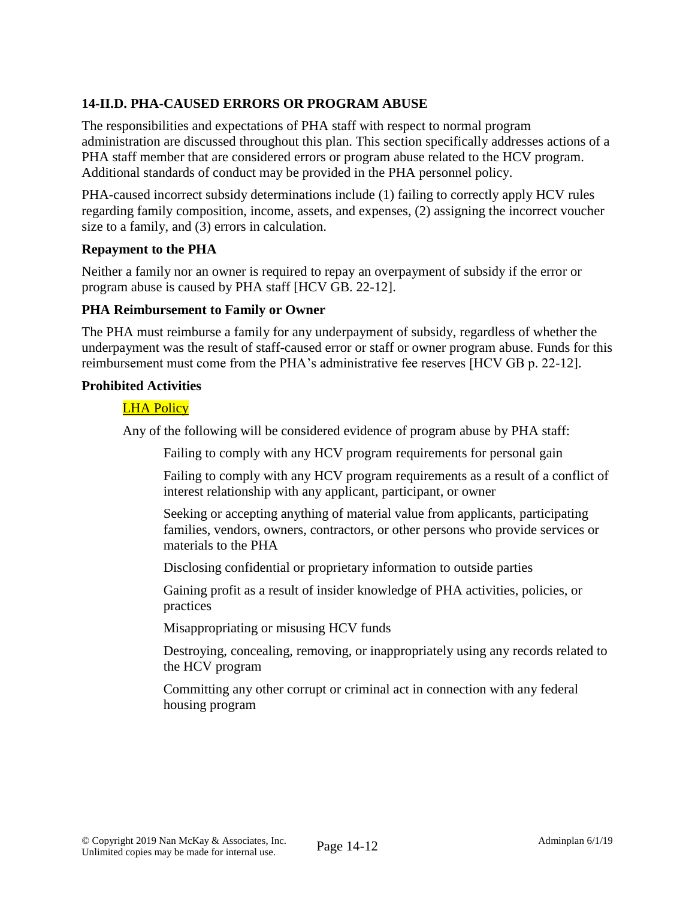### 14-II.D. PHA-CAUSED ERRORS OR PROGRAM ABUSE

The responsibilities and expectations of PHA staff with respect to normal program administration are discussed throughout this plan. This section specifically addresses actions of a PHA staff member that are considered errors or program abuse related to the HCV program. Additional standards of conduct may be provided in the PHA personnel policy.

PHA-caused incorrect subsidy determinations include (1) failing to correctly apply HCV rules regarding family composition, income, assets, and expenses, (2) assigning the incorrect voucher size to a family, and (3) errors in calculation.

#### Repayment to the PHA

Neither a family nor an owner is required to repay an overpayment of subsidy if the error or program abuse is caused by PHA staff [HCV GB. 22-12].

#### PHA Reimbursement to Family or Owner

The PHA must reimburse a family for any underpayment of subsidy, regardless of whether the underpayment was the result of staff-caused error or staff or owner program abuse. Funds for this reimbursement must come from the PHA's administrative fee reserves [HCV GB p. 22-12].

#### Prohibited Activities

LHA Policy

Any of the following will be considered evidence of program abuse by PHA staff:

- Failing to comply with any HCV program requirements for personal gain
- Failing to comply with any HCV program requirements as a result of a conflict of interest relationship with any applicant, participant, or owner
- Seeking or accepting anything of material value from applicants, participating families, vendors, owners, contractors, or other persons who provide services or materials to the PHA
- Disclosing confidential or proprietary information to outside parties
- Gaining profit as a result of insider knowledge of PHA activities, policies, or practices
- Misappropriating or misusing HCV funds
- Destroying, concealing, removing, or inappropriately using any records related to the HCV program
- Committing any other corrupt or criminal act in connection with any federal housing program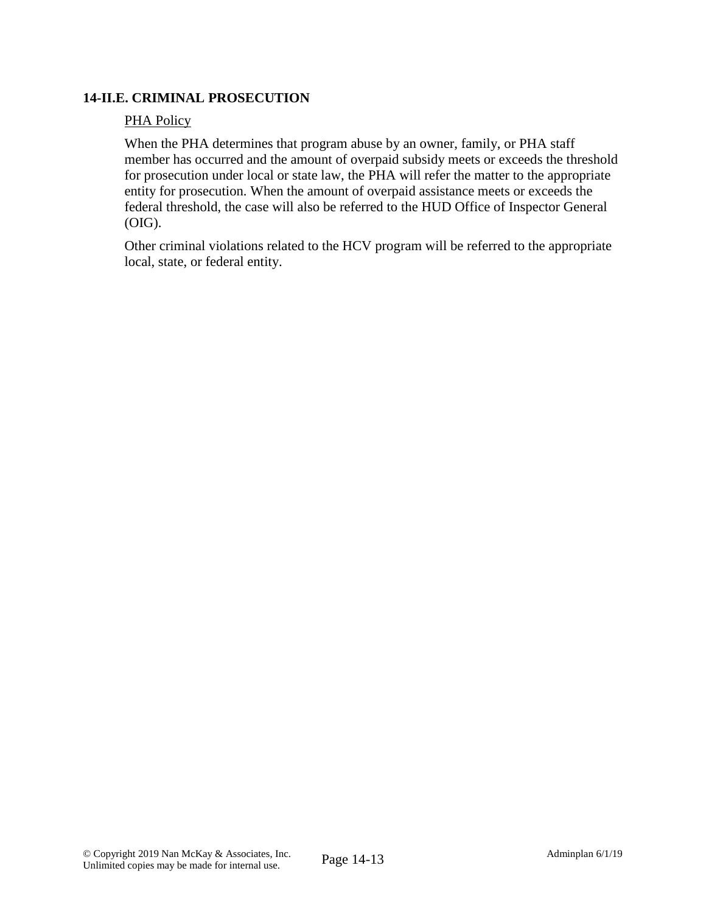### 14-II.E. CRIMINAL PROSECUTION

PHA Policy

When the PHA determines that program abuse by an owner, family, or PHA staff member has occurred and the amount of overpaid subsidy meets or exceeds the threshold for prosecution under local or state law, the PHA will refer the matter to the appropriate entity for prosecution. When the amount of overpaid assistance meets or exceeds the federal threshold, the case will also be referred to the HUD Office of Inspector General (OIG).

Other criminal violations related to the HCV program will be referred to the appropriate local, state, or federal entity.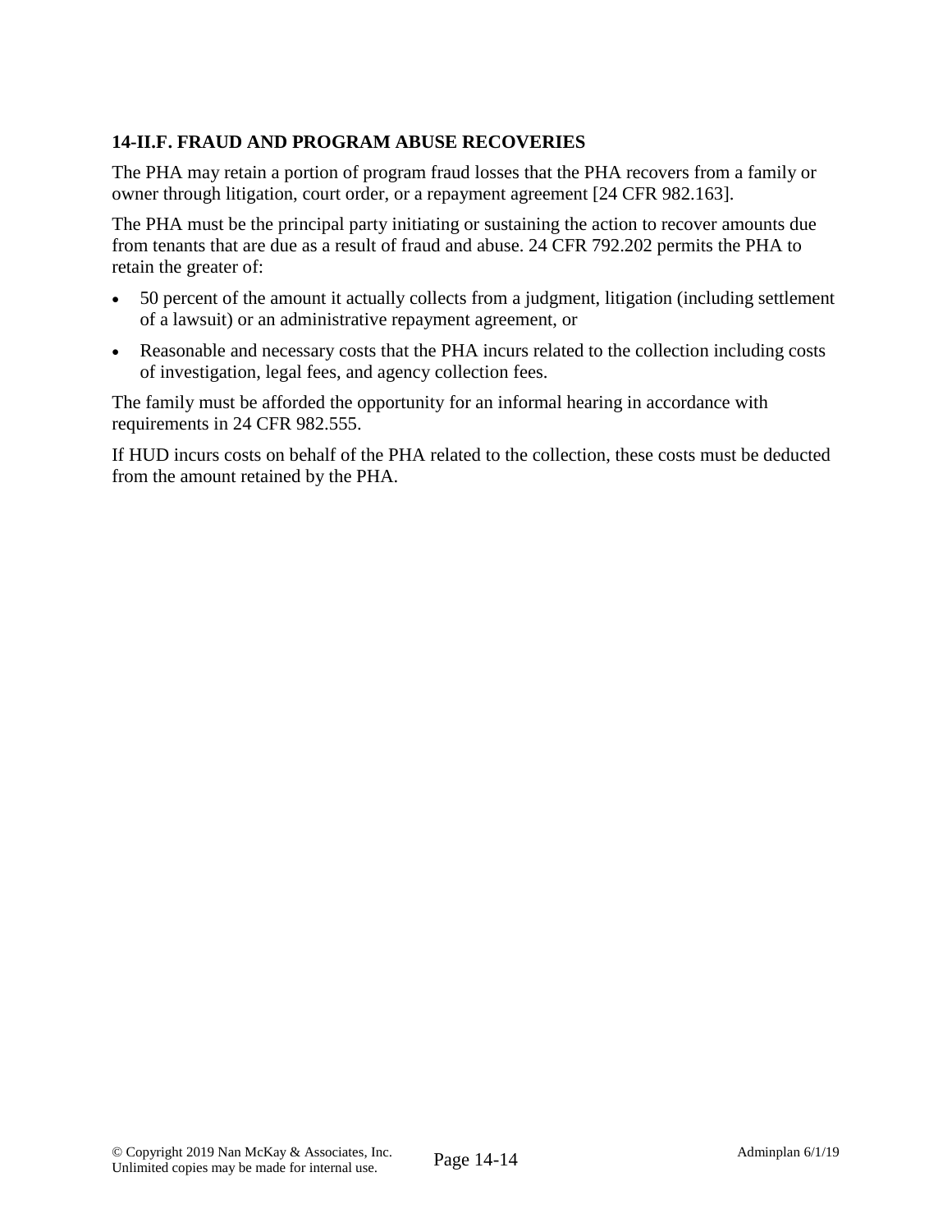### 14-II.F. FRAUD AND PROGRAM ABUSE RECOVERIES

The PHA may retain a portion of program fraud losses that the PHA recovers from a family or owner through litigation, court order, or a repayment agreement [24 CFR 982.163].

The PHA must be the principal party initiating or sustaining the action to recover amounts due from tenants that are due as a result of fraud and abuse. 24 CFR 792.202 permits the PHA to retain the greater of:

- 50 percent of the amount it actually collects from a judgment, litigation (including settlement of a lawsuit) or an administrative repayment agreement, or
- Reasonable and necessary costs that the PHA incurs related to the collection including costs of investigation, legal fees, and agency collection fees.

The family must be afforded the opportunity for an informal hearing in accordance with requirements in 24 CFR 982.555.

If HUD incurs costs on behalf of the PHA related to the collection, these costs must be deducted from the amount retained by the PHA.